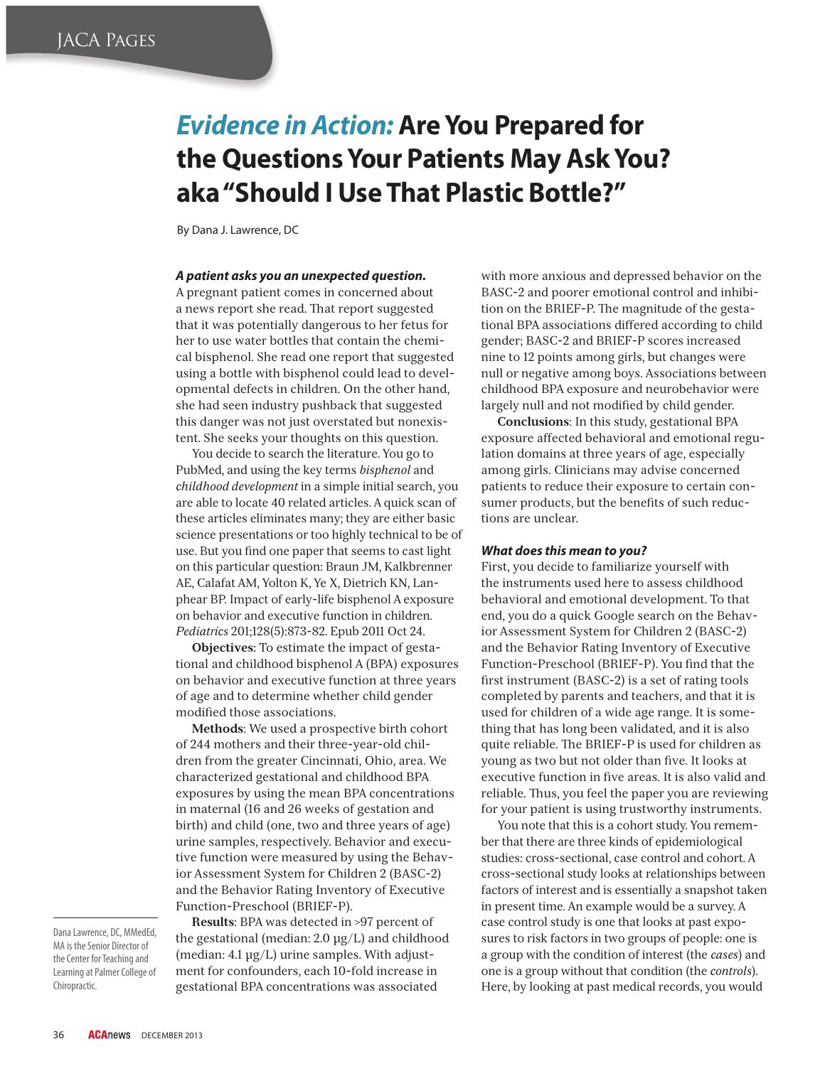# *Evidence in Action:* Are You Prepared for the Questions Your Patients May Ask You? aka "Should I Use That Plastic Bottle?"

By Dana J. Lawrence, DC

### *A patient asks you an unexpected question.*

A pregnant patient comes in concerned about a news report she read. That report suggested that it was potentially dangerous to her fetus for her to use water bottles that contain the chemical bisphenol. She read one report that suggested using a bottle with bisphenol could lead to developmental defects in children. On the other hand, she had seen industry pushback that suggested this danger was not just overstated but nonexistent. She seeks your thoughts on this question.

You decide to search the literature. You go to PubMed, and using the key terms *bisphenol* and *childhood development* in a simple initial search, you are able to locate 40 related articles. A quick scan of these articles eliminates many; they are either basic science presentations or too highly technical to be of use. But you find one paper that seems to cast light on this particular question: Braun JM, Kalkbrenner AE, Calafat AM, Yolton K, Ye X, Dietrich KN, Lanphear BP. Impact of early-life bisphenol A exposure on behavior and executive function in children. *Pediatrics* 201;128(5):873-82. Epub 2011 Oct 24.

**Objectives**: To estimate the impact of gestational and childhood bisphenol A (BPA) exposures on behavior and executive function at three years of age and to determine whether child gender modified those associations.

**Methods**: We used a prospective birth cohort of 244 mothers and their three-year-old children from the greater Cincinnati, Ohio, area. We characterized gestational and childhood BPA exposures by using the mean BPA concentrations in maternal (16 and 26 weeks of gestation and birth) and child (one, two and three years of age) urine samples, respectively. Behavior and executive function were measured by using the Behavior Assessment System for Children 2 (BASC-2) and the Behavior Rating Inventory of Executive Function-Preschool (BRIEF-P).

**Results**: BPA was detected in >97 percent of the gestational (median: 2.0 µg/L) and childhood (median: 4.1 µg/L) urine samples. With adjustment for confounders, each 10-fold increase in gestational BPA concentrations was associated with more anxious and depressed behavior on the BASC-2 and poorer emotional control and inhibition on the BRIEF-P. The magnitude of the gestational BPA associations differed according to child gender; BASC-2 and BRIEF-P scores increased nine to 12 points among girls, but changes were null or negative among boys. Associations between childhood BPA exposure and neurobehavior were largely null and not modified by child gender.

**Conclusions**: In this study, gestational BPA exposure affected behavioral and emotional regulation domains at three years of age, especially among girls. Clinicians may advise concerned patients to reduce their exposure to certain consumer products, but the benefits of such reductions are unclear.

### *What does this mean to you?*

First, you decide to familiarize yourself with the instruments used here to assess childhood behavioral and emotional development. To that end, you do a quick Google search on the Behavior Assessment System for Children 2 (BASC-2) and the Behavior Rating Inventory of Executive Function-Preschool (BRIEF-P). You find that the first instrument (BASC-2) is a set of rating tools completed by parents and teachers, and that it is used for children of a wide age range. It is something that has long been validated, and it is also quite reliable. The BRIEF-P is used for children as young as two but not older than five. It looks at executive function in five areas. It is also valid and reliable. Thus, you feel the paper you are reviewing for your patient is using trustworthy instruments.

You note that this is a cohort study. You remember that there are three kinds of epidemiological studies: cross-sectional, case control and cohort. A cross-sectional study looks at relationships between factors of interest and is essentially a snapshot taken in present time. An example would be a survey. A case control study is one that looks at past exposures to risk factors in two groups of people: one is a group with the condition of interest (the *cases*) and one is a group without that condition (the *controls*). Here, by looking at past medical records, you would

Dana Lawrence, DC, MMedEd, MA is the Senior Director of the Center for Teaching and Learning at Palmer College of Chiropractic.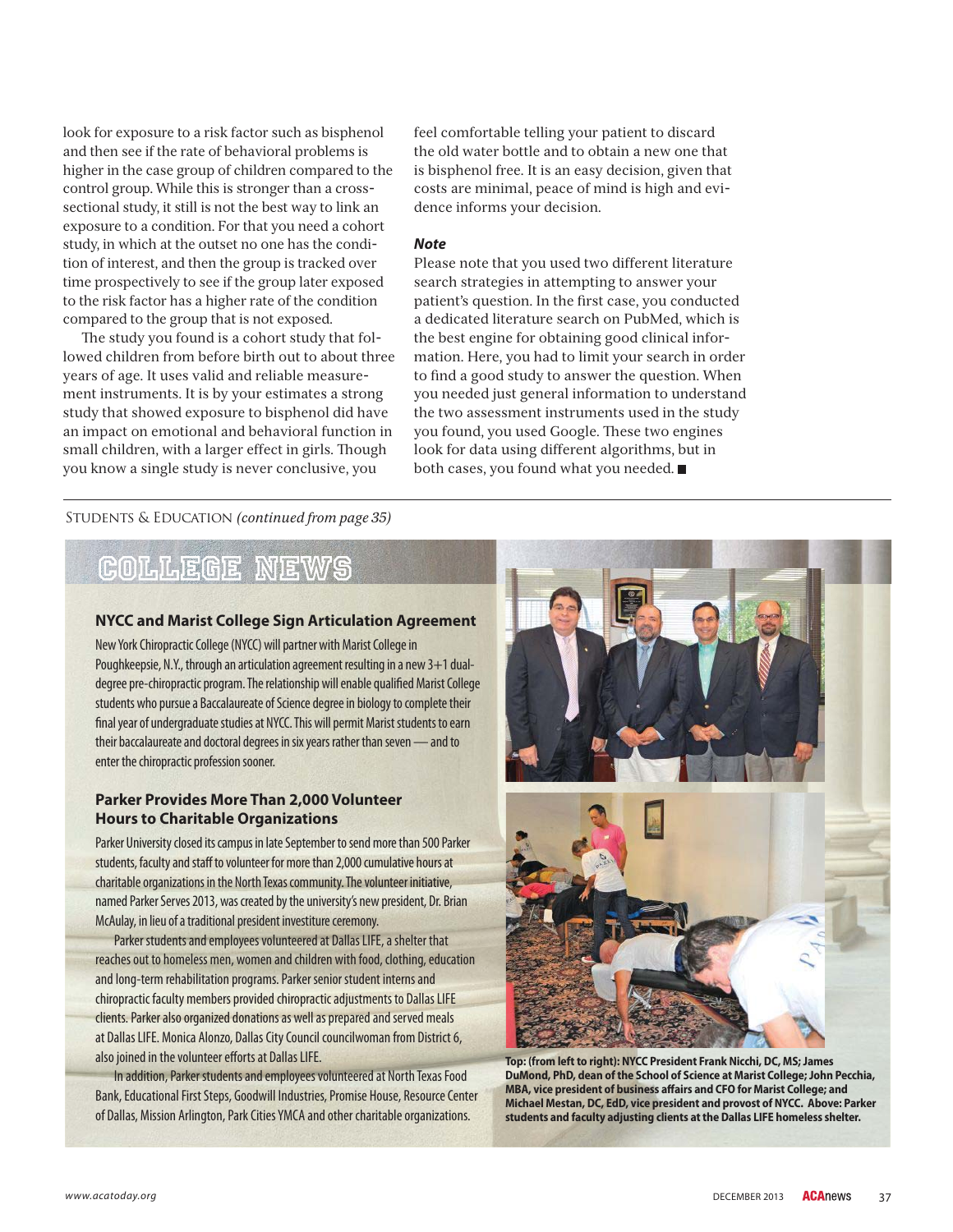look for exposure to a risk factor such as bisphenol and then see if the rate of behavioral problems is higher in the case group of children compared to the control group. While this is stronger than a cross-sectional study, it still is not the best way to link an exposure to a condition. For that you need a cohort study, in which at the outset no one has the condition of interest, and then the group is tracked over time prospectively to see if the group later exposed to the risk factor has a higher rate of the condition compared to the group that is not exposed.

The study you found is a cohort study that followed children from before birth out to about three years of age. It uses valid and reliable measurement instruments. It is by your estimates a strong study that showed exposure to bisphenol did have an impact on emotional and behavioral function in small children, with a larger effect in girls. Though you know a single study is never conclusive, you feel comfortable telling your patient to discard the old water bottle and to obtain a new one that is bisphenol free. It is an easy decision, given that costs are minimal, peace of mind is high and evidence informs your decision.

***Note***

Please note that you used two different literature search strategies in attempting to answer your patient's question. In the first case, you conducted a dedicated literature search on PubMed, which is the best engine for obtaining good clinical information. Here, you had to limit your search in order to find a good study to answer the question. When you needed just general information to understand the two assessment instruments used in the study you found, you used Google. These two engines look for data using different algorithms, but in both cases, you found what you needed. ■

STUDENTS & EDUCATION *(continued from page 35)*

# COLLEGE NEWS

## NYCC and Marist College Sign Articulation Agreement

New York Chiropractic College (NYCC) will partner with Marist College in Poughkeepsie, N.Y., through an articulation agreement resulting in a new 3+1 dual-degree pre-chiropractic program. The relationship will enable qualified Marist College students who pursue a Baccalaureate of Science degree in biology to complete their final year of undergraduate studies at NYCC. This will permit Marist students to earn their baccalaureate and doctoral degrees in six years rather than seven — and to enter the chiropractic profession sooner.

## Parker Provides More Than 2,000 Volunteer Hours to Charitable Organizations

Parker University closed its campus in late September to send more than 500 Parker students, faculty and staff to volunteer for more than 2,000 cumulative hours at charitable organizations in the North Texas community. The volunteer initiative, named Parker Serves 2013, was created by the university's new president, Dr. Brian McAulay, in lieu of a traditional president investiture ceremony.

Parker students and employees volunteered at Dallas LIFE, a shelter that reaches out to homeless men, women and children with food, clothing, education and long-term rehabilitation programs. Parker senior student interns and chiropractic faculty members provided chiropractic adjustments to Dallas LIFE clients. Parker also organized donations as well as prepared and served meals at Dallas LIFE. Monica Alonzo, Dallas City Council councilwoman from District 6, also joined in the volunteer efforts at Dallas LIFE.

In addition, Parker students and employees volunteered at North Texas Food Bank, Educational First Steps, Goodwill Industries, Promise House, Resource Center of Dallas, Mission Arlington, Park Cities YMCA and other charitable organizations.

**Top: (from left to right): NYCC President Frank Nicchi, DC, MS; James DuMond, PhD, dean of the School of Science at Marist College; John Pecchia, MBA, vice president of business affairs and CFO for Marist College; and Michael Mestan, DC, EdD, vice president and provost of NYCC. Above: Parker students and faculty adjusting clients at the Dallas LIFE homeless shelter.**